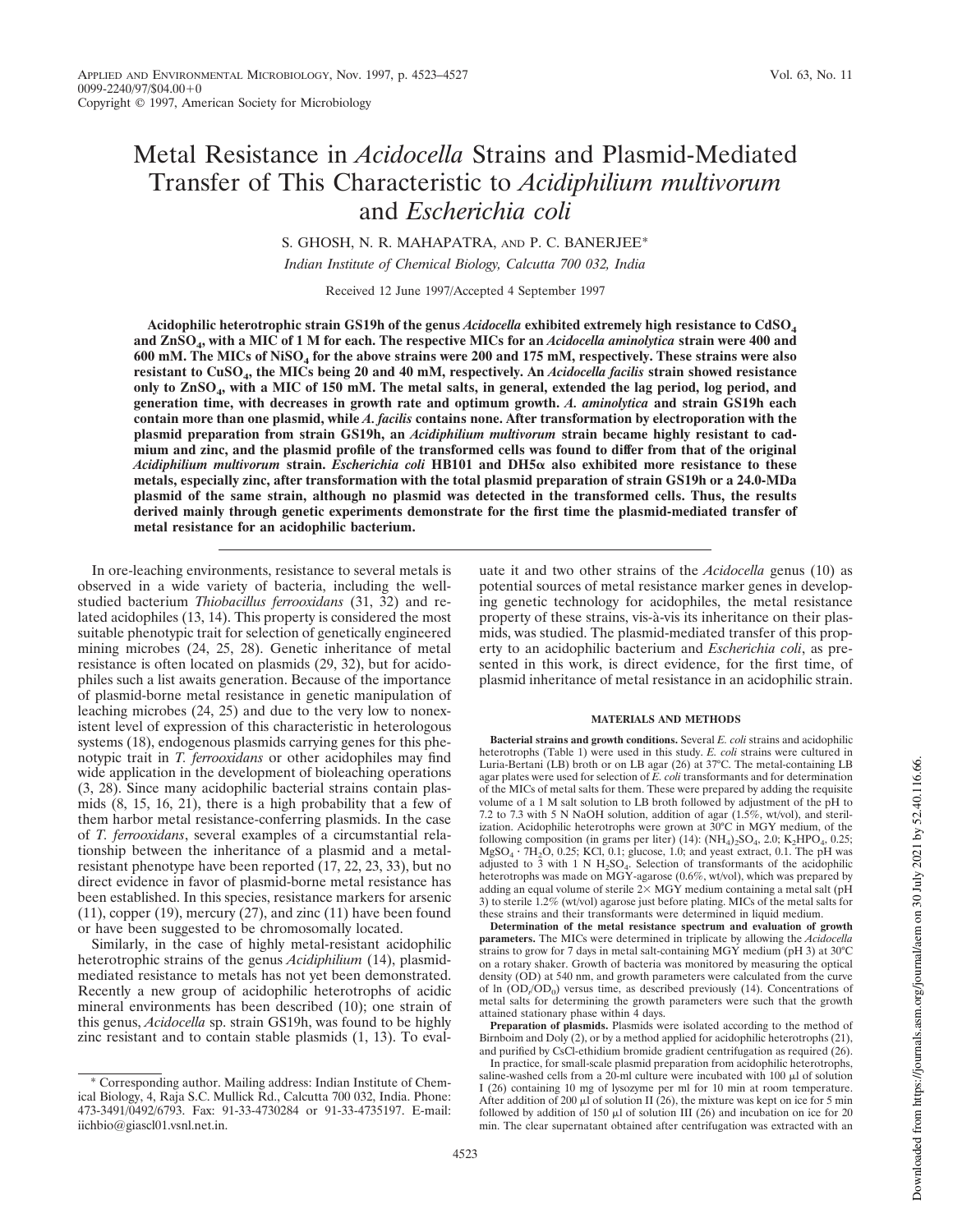# Metal Resistance in *Acidocella* Strains and Plasmid-Mediated Transfer of This Characteristic to *Acidiphilium multivorum* and *Escherichia coli*

S. GHOSH, N. R. MAHAPATRA, AND P. C. BANERJEE*

*Indian Institute of Chemical Biology, Calcutta 700 032, India*

Received 12 June 1997/Accepted 4 September 1997

**Acidophilic heterotrophic strain GS19h of the genus *Acidocella* exhibited extremely high resistance to $CdSO_4$ and $ZnSO_4$, with a MIC of 1 M for each. The respective MICs for an *Acidocella aminolytica* strain were 400 and 600 mM. The MICs of $NiSO_4$ for the above strains were 200 and 175 mM, respectively. These strains were also resistant to $CuSO_4$, the MICs being 20 and 40 mM, respectively. An *Acidocella facilis* strain showed resistance only to $ZnSO_4$, with a MIC of 150 mM. The metal salts, in general, extended the lag period, log period, and generation time, with decreases in growth rate and optimum growth. *A. aminolytica* and strain GS19h each contain more than one plasmid, while *A. facilis* contains none. After transformation by electroporation with the plasmid preparation from strain GS19h, an *Acidiphilium multivorum* strain became highly resistant to cadmium and zinc, and the plasmid profile of the transformed cells was found to differ from that of the original *Acidiphilium multivorum* strain. *Escherichia coli* HB101 and DH5α also exhibited more resistance to these metals, especially zinc, after transformation with the total plasmid preparation of strain GS19h or a 24.0-MDa plasmid of the same strain, although no plasmid was detected in the transformed cells. Thus, the results derived mainly through genetic experiments demonstrate for the first time the plasmid-mediated transfer of metal resistance for an acidophilic bacterium.**

In ore-leaching environments, resistance to several metals is observed in a wide variety of bacteria, including the well-studied bacterium *Thiobacillus ferrooxidans* (31, 32) and related acidophiles (13, 14). This property is considered the most suitable phenotypic trait for selection of genetically engineered mining microbes (24, 25, 28). Genetic inheritance of metal resistance is often located on plasmids (29, 32), but for acidophiles such a list awaits generation. Because of the importance of plasmid-borne metal resistance in genetic manipulation of leaching microbes (24, 25) and due to the very low to nonexistent level of expression of this characteristic in heterologous systems (18), endogenous plasmids carrying genes for this phenotypic trait in *T. ferrooxidans* or other acidophiles may find wide application in the development of bioleaching operations (3, 28). Since many acidophilic bacterial strains contain plasmids (8, 15, 16, 21), there is a high probability that a few of them harbor metal resistance-conferring plasmids. In the case of *T. ferrooxidans*, several examples of a circumstantial relationship between the inheritance of a plasmid and a metal-resistant phenotype have been reported (17, 22, 23, 33), but no direct evidence in favor of plasmid-borne metal resistance has been established. In this species, resistance markers for arsenic (11), copper (19), mercury (27), and zinc (11) have been found or have been suggested to be chromosomally located.

Similarly, in the case of highly metal-resistant acidophilic heterotrophic strains of the genus *Acidiphilium* (14), plasmid-mediated resistance to metals has not yet been demonstrated. Recently a new group of acidophilic heterotrophs of acidic mineral environments has been described (10); one strain of this genus, *Acidocella* sp. strain GS19h, was found to be highly zinc resistant and to contain stable plasmids (1, 13). To evaluate it and two other strains of the *Acidocella* genus (10) as potential sources of metal resistance marker genes in developing genetic technology for acidophiles, the metal resistance property of these strains, vis-à-vis its inheritance on their plasmids, was studied. The plasmid-mediated transfer of this property to an acidophilic bacterium and *Escherichia coli*, as presented in this work, is direct evidence, for the first time, of plasmid inheritance of metal resistance in an acidophilic strain.

\* Corresponding author. Mailing address: Indian Institute of Chemical Biology, 4, Raja S.C. Mullick Rd., Calcutta 700 032, India. Phone: 473-3491/0492/6793. Fax: 91-33-4730284 or 91-33-4735197. E-mail: iichbio@giascl01.vsnl.net.in.

## MATERIALS AND METHODS

**Bacterial strains and growth conditions.** Several *E. coli* strains and acidophilic heterotrophs (Table 1) were used in this study. *E. coli* strains were cultured in Luria-Bertani (LB) broth or on LB agar (26) at 37°C. The metal-containing LB agar plates were used for selection of *E. coli* transformants and for determination of the MICs of metal salts for them. These were prepared by adding the requisite volume of a 1 M salt solution to LB broth followed by adjustment of the pH to 7.2 to 7.3 with 5 N NaOH solution, addition of agar (1.5%, wt/vol), and sterilization. Acidophilic heterotrophs were grown at 30°C in MGY medium, of the following composition (in grams per liter) (14): $(NH_4)_2SO_4$, 2.0; $K_2HPO_4$, 0.25; $MgSO_4 \cdot 7H_2O$, 0.25; KCl, 0.1; glucose, 1.0; and yeast extract, 0.1. The pH was adjusted to 3 with 1 N $H_2SO_4$. Selection of transformants of the acidophilic heterotrophs was made on MGY-agarose (0.6%, wt/vol), which was prepared by adding an equal volume of sterile 2× MGY medium containing a metal salt (pH 3) to sterile 1.2% (wt/vol) agarose just before plating. MICs of the metal salts for these strains and their transformants were determined in liquid medium.

**Determination of the metal resistance spectrum and evaluation of growth parameters.** The MICs were determined in triplicate by allowing the *Acidocella* strains to grow for 7 days in metal salt-containing MGY medium (pH 3) at 30°C on a rotary shaker. Growth of bacteria was monitored by measuring the optical density (OD) at 540 nm, and growth parameters were calculated from the curve of ln ($OD_t/OD_0$) versus time, as described previously (14). Concentrations of metal salts for determining the growth parameters were such that the growth attained stationary phase within 4 days.

**Preparation of plasmids.** Plasmids were isolated according to the method of Birnboim and Doly (2), or by a method applied for acidophilic heterotrophs (21), and purified by CsCl-ethidium bromide gradient centrifugation as required (26).

In practice, for small-scale plasmid preparation from acidophilic heterotrophs, saline-washed cells from a 20-ml culture were incubated with 100 μl of solution I (26) containing 10 mg of lysozyme per ml for 10 min at room temperature. After addition of 200 μl of solution II (26), the mixture was kept on ice for 5 min followed by addition of 150 μl of solution III (26) and incubation on ice for 20 min. The clear supernatant obtained after centrifugation was extracted with an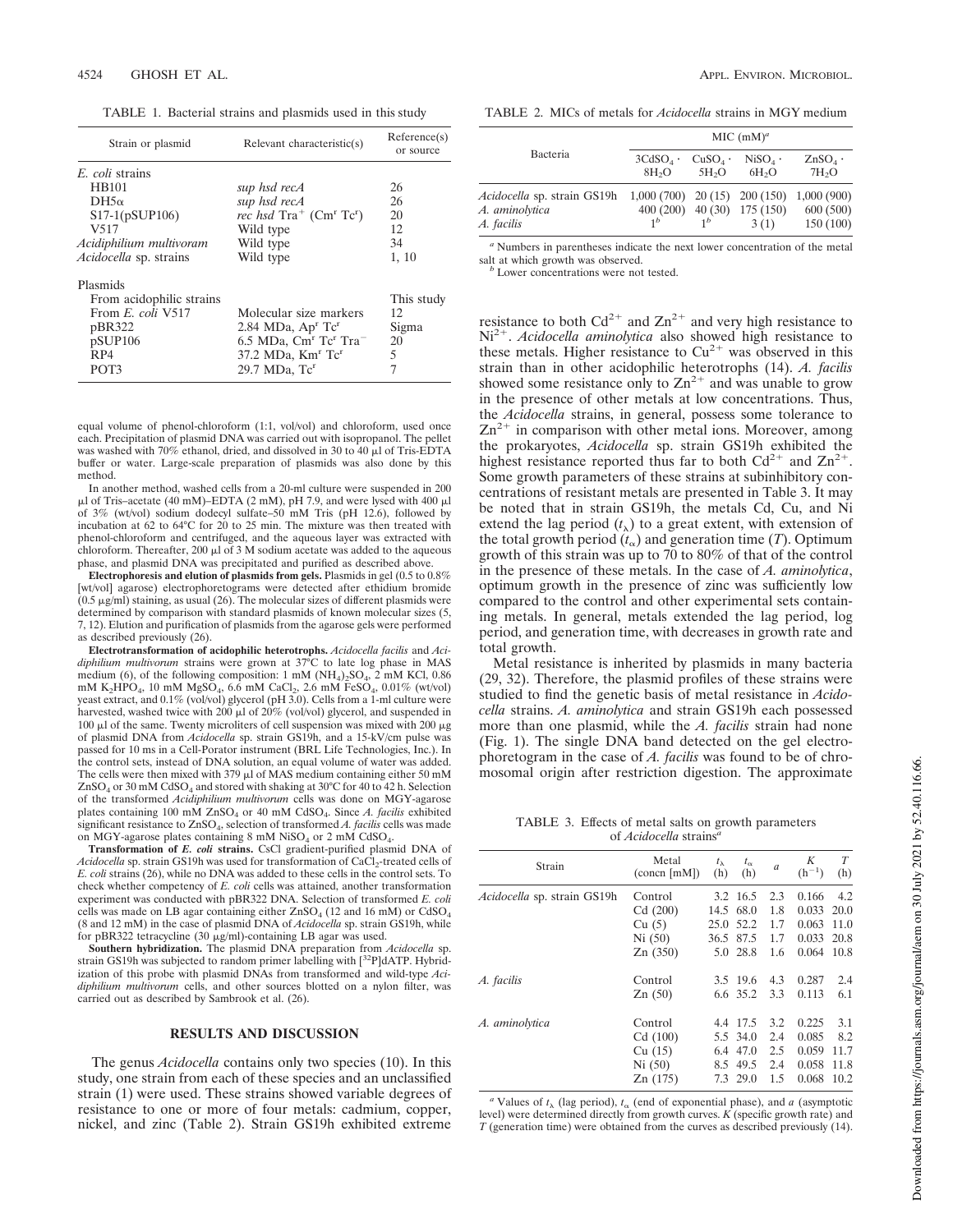TABLE 1. Bacterial strains and plasmids used in this study

| Strain or plasmid | Relevant characteristic(s) | Reference(s) or source |
|---|---|---|
| *E. coli* strains | | |
| HB101 | *sup hsd recA* | 26 |
| DH5α | *sup hsd recA* | 26 |
| S17-1(pSUP106) | *rec hsd* $Tra^+$ ($Cm^r$ $Tc^r$) | 20 |
| V517 | Wild type | 12 |
| *Acidiphilium multivoram* | Wild type | 34 |
| *Acidocella* sp. strains | Wild type | 1, 10 |
| Plasmids | | |
| From acidophilic strains | | This study |
| From *E. coli* V517 | Molecular size markers | 12 |
| pBR322 | 2.84 MDa, $Ap^r$ $Tc^r$ | Sigma |
| pSUP106 | 6.5 MDa, $Cm^r$ $Tc^r$ $Tra^-$ | 20 |
| RP4 | 37.2 MDa, $Km^r$ $Tc^r$ | 5 |
| POT3 | 29.7 MDa, $Tc^r$ | 7 |

equal volume of phenol-chloroform (1:1, vol/vol) and chloroform, used once each. Precipitation of plasmid DNA was carried out with isopropanol. The pellet was washed with 70% ethanol, dried, and dissolved in 30 to 40 μl of Tris-EDTA buffer or water. Large-scale preparation of plasmids was also done by this method.

In another method, washed cells from a 20-ml culture were suspended in 200 μl of Tris–acetate (40 mM)–EDTA (2 mM), pH 7.9, and were lysed with 400 μl of 3% (wt/vol) sodium dodecyl sulfate–50 mM Tris (pH 12.6), followed by incubation at 62 to 64°C for 20 to 25 min. The mixture was then treated with phenol-chloroform and centrifuged, and the aqueous layer was extracted with chloroform. Thereafter, 200 μl of 3 M sodium acetate was added to the aqueous phase, and plasmid DNA was precipitated and purified as described above.

**Electrophoresis and elution of plasmids from gels.** Plasmids in gel (0.5 to 0.8% [wt/vol] agarose) electrophoretograms were detected after ethidium bromide (0.5 μg/ml) staining, as usual (26). The molecular sizes of different plasmids were determined by comparison with standard plasmids of known molecular sizes (5, 7, 12). Elution and purification of plasmids from the agarose gels were performed as described previously (26).

**Electrotransformation of acidophilic heterotrophs.** *Acidocella facilis* and *Acidiphilium multivorum* strains were grown at 37°C to late log phase in MAS medium (6), of the following composition: 1 mM $(NH_4)_2SO_4$, 2 mM KCl, 0.86 mM $K_2HPO_4$, 10 mM $MgSO_4$, 6.6 mM $CaCl_2$, 2.6 mM $FeSO_4$, 0.01% (wt/vol) yeast extract, and 0.1% (vol/vol) glycerol (pH 3.0). Cells from a 1-ml culture were harvested, washed twice with 200 μl of 20% (vol/vol) glycerol, and suspended in 100 μl of the same. Twenty microliters of cell suspension was mixed with 200 μg of plasmid DNA from *Acidocella* sp. strain GS19h, and a 15-kV/cm pulse was passed for 10 ms in a Cell-Porator instrument (BRL Life Technologies, Inc.). In the control sets, instead of DNA solution, an equal volume of water was added. The cells were then mixed with 379 μl of MAS medium containing either 50 mM $ZnSO_4$ or 30 mM $CdSO_4$ and stored with shaking at 30°C for 40 to 42 h. Selection of the transformed *Acidiphilium multivorum* cells was done on MGY-agarose plates containing 100 mM $ZnSO_4$ or 40 mM $CdSO_4$. Since *A. facilis* exhibited significant resistance to $ZnSO_4$, selection of transformed *A. facilis* cells was made on MGY-agarose plates containing 8 mM $NiSO_4$ or 2 mM $CdSO_4$.

**Transformation of *E. coli* strains.** CsCl gradient-purified plasmid DNA of *Acidocella* sp. strain GS19h was used for transformation of $CaCl_2$-treated cells of *E. coli* strains (26), while no DNA was added to these cells in the control sets. To check whether competency of *E. coli* cells was attained, another transformation experiment was conducted with pBR322 DNA. Selection of transformed *E. coli* cells was made on LB agar containing either $ZnSO_4$ (12 and 16 mM) or $CdSO_4$ (8 and 12 mM) in the case of plasmid DNA of *Acidocella* sp. strain GS19h, while for pBR322 tetracycline (30 μg/ml)-containing LB agar was used.

**Southern hybridization.** The plasmid DNA preparation from *Acidocella* sp. strain GS19h was subjected to random primer labelling with [$^{32}$P]dATP. Hybridization of this probe with plasmid DNAs from transformed and wild-type *Acidiphilium multivorum* cells, and other sources blotted on a nylon filter, was carried out as described by Sambrook et al. (26).

## RESULTS AND DISCUSSION

The genus *Acidocella* contains only two species (10). In this study, one strain from each of these species and an unclassified strain (1) were used. These strains showed variable degrees of resistance to one or more of four metals: cadmium, copper, nickel, and zinc (Table 2). Strain GS19h exhibited extreme resistance to both $Cd^{2+}$ and $Zn^{2+}$ and very high resistance to $Ni^{2+}$. *Acidocella aminolytica* also showed high resistance to these metals. Higher resistance to $Cu^{2+}$ was observed in this strain than in other acidophilic heterotrophs (14). *A. facilis* showed some resistance only to $Zn^{2+}$ and was unable to grow in the presence of other metals at low concentrations. Thus, the *Acidocella* strains, in general, possess some tolerance to $Zn^{2+}$ in comparison with other metal ions. Moreover, among the prokaryotes, *Acidocella* sp. strain GS19h exhibited the highest resistance reported thus far to both $Cd^{2+}$ and $Zn^{2+}$. Some growth parameters of these strains at subinhibitory concentrations of resistant metals are presented in Table 3. It may be noted that in strain GS19h, the metals Cd, Cu, and Ni extend the lag period ($t_\lambda$) to a great extent, with extension of the total growth period ($t_\alpha$) and generation time ($T$). Optimum growth of this strain was up to 70 to 80% of that of the control in the presence of these metals. In the case of *A. aminolytica*, optimum growth in the presence of zinc was sufficiently low compared to the control and other experimental sets containing metals. In general, metals extended the lag period, log period, and generation time, with decreases in growth rate and total growth.

Metal resistance is inherited by plasmids in many bacteria (29, 32). Therefore, the plasmid profiles of these strains were studied to find the genetic basis of metal resistance in *Acidocella* strains. *A. aminolytica* and strain GS19h each possessed more than one plasmid, while the *A. facilis* strain had none (Fig. 1). The single DNA band detected on the gel electrophoretogram in the case of *A. facilis* was found to be of chromosomal origin after restriction digestion. The approximate

TABLE 2. MICs of metals for *Acidocella* strains in MGY medium

| Bacteria | MIC (mM)[a] | | | |
|---|---|---|---|---|
| | $3CdSO_4 \cdot 8H_2O$ | $CuSO_4 \cdot 5H_2O$ | $NiSO_4 \cdot 6H_2O$ | $ZnSO_4 \cdot 7H_2O$ |
| *Acidocella* sp. strain GS19h | 1,000 (700) | 20 (15) | 200 (150) | 1,000 (900) |
| *A. aminolytica* | 400 (200) | 40 (30) | 175 (150) | 600 (500) |
| *A. facilis* | 1[b] | 1[b] | 3 (1) | 150 (100) |

[a] Numbers in parentheses indicate the next lower concentration of the metal salt at which growth was observed.
[b] Lower concentrations were not tested.

TABLE 3. Effects of metal salts on growth parameters of *Acidocella* strains[a]

| Strain | Metal (concn [mM]) | $t_\lambda$ (h) | $t_\alpha$ (h) | $a$ | $K$ ($h^{-1}$) | $T$ (h) |
|---|---|---|---|---|---|---|
| *Acidocella* sp. strain GS19h | Control | 3.2 | 16.5 | 2.3 | 0.166 | 4.2 |
| | Cd (200) | 14.5 | 68.0 | 1.8 | 0.033 | 20.0 |
| | Cu (5) | 25.0 | 52.2 | 1.7 | 0.063 | 11.0 |
| | Ni (50) | 36.5 | 87.5 | 1.7 | 0.033 | 20.8 |
| | Zn (350) | 5.0 | 28.8 | 1.6 | 0.064 | 10.8 |
| *A. facilis* | Control | 3.5 | 19.6 | 4.3 | 0.287 | 2.4 |
| | Zn (50) | 6.6 | 35.2 | 3.3 | 0.113 | 6.1 |
| *A. aminolytica* | Control | 4.4 | 17.5 | 3.2 | 0.225 | 3.1 |
| | Cd (100) | 5.5 | 34.0 | 2.4 | 0.085 | 8.2 |
| | Cu (15) | 6.4 | 47.0 | 2.5 | 0.059 | 11.7 |
| | Ni (50) | 8.5 | 49.5 | 2.4 | 0.058 | 11.8 |
| | Zn (175) | 7.3 | 29.0 | 1.5 | 0.068 | 10.2 |

[a] Values of $t_\lambda$ (lag period), $t_\alpha$ (end of exponential phase), and $a$ (asymptotic level) were determined directly from growth curves. $K$ (specific growth rate) and $T$ (generation time) were obtained from the curves as described previously (14).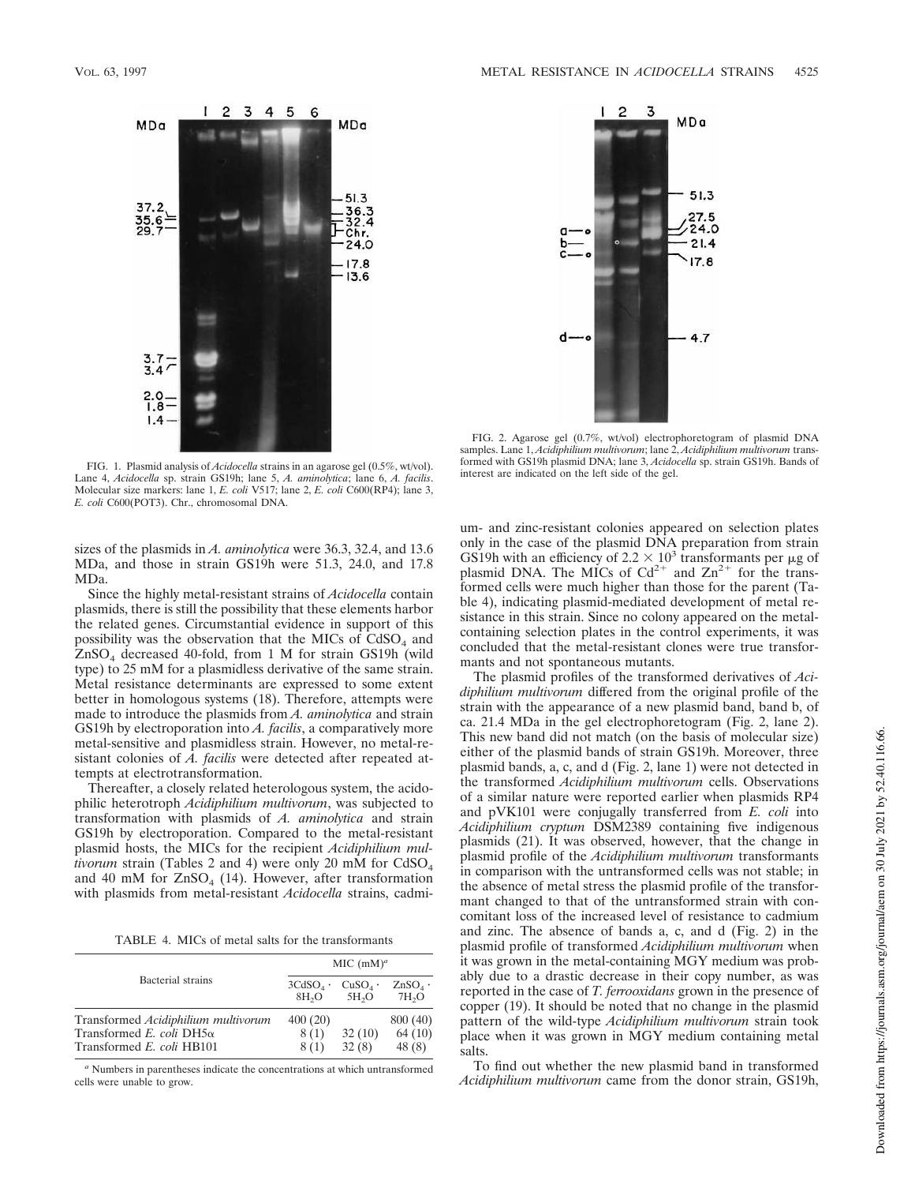FIG. 1. Plasmid analysis of *Acidocella* strains in an agarose gel (0.5%, wt/vol). Lane 4, *Acidocella* sp. strain GS19h; lane 5, *A. aminolytica*; lane 6, *A. facilis*. Molecular size markers: lane 1, *E. coli* V517; lane 2, *E. coli* C600(RP4); lane 3, *E. coli* C600(POT3). Chr., chromosomal DNA.

FIG. 2. Agarose gel (0.7%, wt/vol) electrophoretogram of plasmid DNA samples. Lane 1, *Acidiphilium multivorum*; lane 2, *Acidiphilium multivorum* transformed with GS19h plasmid DNA; lane 3, *Acidocella* sp. strain GS19h. Bands of interest are indicated on the left side of the gel.

sizes of the plasmids in *A. aminolytica* were 36.3, 32.4, and 13.6 MDa, and those in strain GS19h were 51.3, 24.0, and 17.8 MDa.

Since the highly metal-resistant strains of *Acidocella* contain plasmids, there is still the possibility that these elements harbor the related genes. Circumstantial evidence in support of this possibility was the observation that the MICs of $CdSO_4$ and $ZnSO_4$ decreased 40-fold, from 1 M for strain GS19h (wild type) to 25 mM for a plasmidless derivative of the same strain. Metal resistance determinants are expressed to some extent better in homologous systems (18). Therefore, attempts were made to introduce the plasmids from *A. aminolytica* and strain GS19h by electroporation into *A. facilis*, a comparatively more metal-sensitive and plasmidless strain. However, no metal-resistant colonies of *A. facilis* were detected after repeated attempts at electrotransformation.

Thereafter, a closely related heterologous system, the acidophilic heterotroph *Acidiphilium multivorum*, was subjected to transformation with plasmids of *A. aminolytica* and strain GS19h by electroporation. Compared to the metal-resistant plasmid hosts, the MICs for the recipient *Acidiphilium multivorum* strain (Tables 2 and 4) were only 20 mM for $CdSO_4$ and 40 mM for $ZnSO_4$ (14). However, after transformation with plasmids from metal-resistant *Acidocella* strains, cadmium- and zinc-resistant colonies appeared on selection plates only in the case of the plasmid DNA preparation from strain GS19h with an efficiency of $2.2 \times 10^3$ transformants per μg of plasmid DNA. The MICs of $Cd^{2+}$ and $Zn^{2+}$ for the transformed cells were much higher than those for the parent (Table 4), indicating plasmid-mediated development of metal resistance in this strain. Since no colony appeared on the metal-containing selection plates in the control experiments, it was concluded that the metal-resistant clones were true transformants and not spontaneous mutants.

TABLE 4. MICs of metal salts for the transformants

| Bacterial strains | MIC (mM)[a] | | |
|---|---|---|---|
| | $3CdSO_4 \cdot 8H_2O$ | $CuSO_4 \cdot 5H_2O$ | $ZnSO_4 \cdot 7H_2O$ |
| Transformed *Acidiphilium multivorum* | 400 (20) | | 800 (40) |
| Transformed *E. coli* DH5α | 8 (1) | 32 (10) | 64 (10) |
| Transformed *E. coli* HB101 | 8 (1) | 32 (8) | 48 (8) |

[a] Numbers in parentheses indicate the concentrations at which untransformed cells were unable to grow.

The plasmid profiles of the transformed derivatives of *Acidiphilium multivorum* differed from the original profile of the strain with the appearance of a new plasmid band, band b, of ca. 21.4 MDa in the gel electrophoretogram (Fig. 2, lane 2). This new band did not match (on the basis of molecular size) either of the plasmid bands of strain GS19h. Moreover, three plasmid bands, a, c, and d (Fig. 2, lane 1) were not detected in the transformed *Acidiphilium multivorum* cells. Observations of a similar nature were reported earlier when plasmids RP4 and pVK101 were conjugally transferred from *E. coli* into *Acidiphilium cryptum* DSM2389 containing five indigenous plasmids (21). It was observed, however, that the change in plasmid profile of the *Acidiphilium multivorum* transformants in comparison with the untransformed cells was not stable; in the absence of metal stress the plasmid profile of the transformant changed to that of the untransformed strain with concomitant loss of the increased level of resistance to cadmium and zinc. The absence of bands a, c, and d (Fig. 2) in the plasmid profile of transformed *Acidiphilium multivorum* when it was grown in the metal-containing MGY medium was probably due to a drastic decrease in their copy number, as was reported in the case of *T. ferrooxidans* grown in the presence of copper (19). It should be noted that no change in the plasmid pattern of the wild-type *Acidiphilium multivorum* strain took place when it was grown in MGY medium containing metal salts.

To find out whether the new plasmid band in transformed *Acidiphilium multivorum* came from the donor strain, GS19h,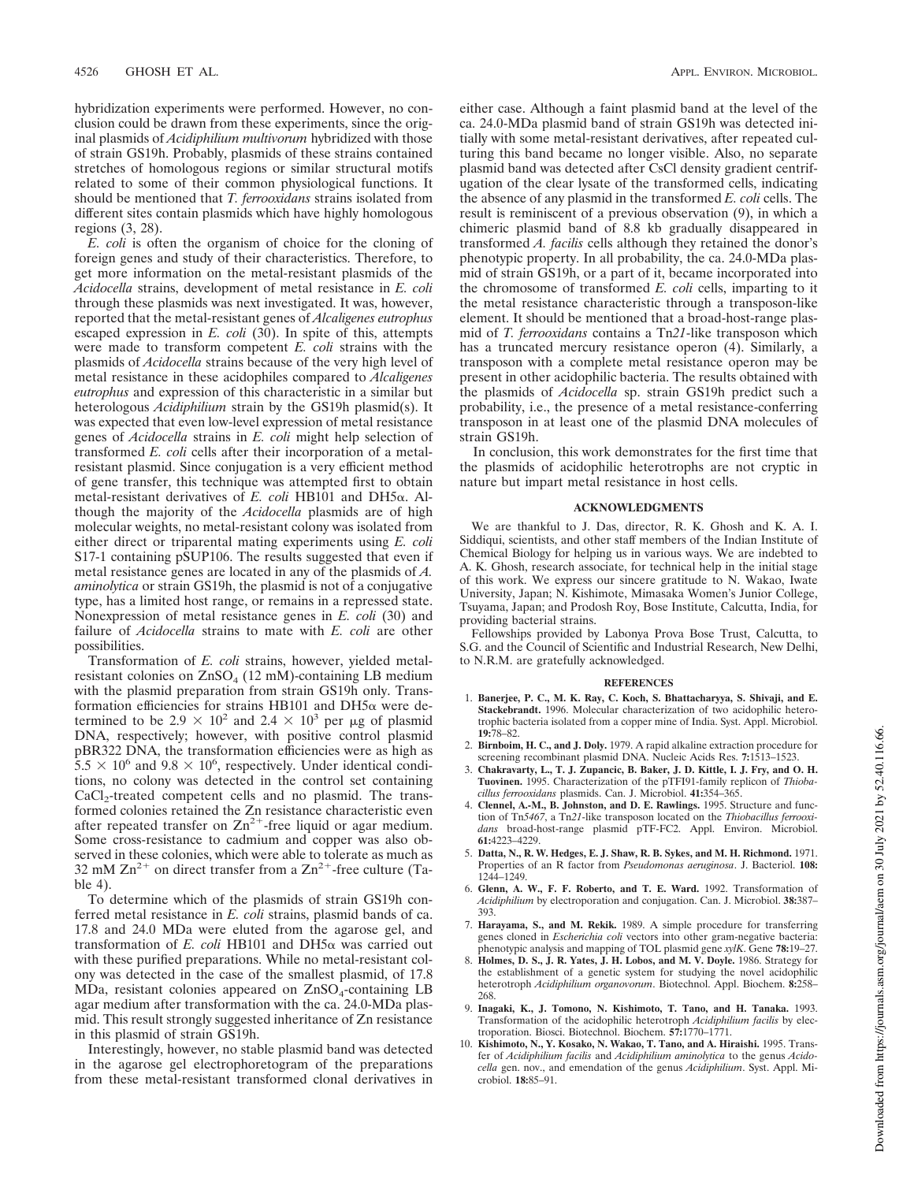hybridization experiments were performed. However, no conclusion could be drawn from these experiments, since the original plasmids of *Acidiphilium multivorum* hybridized with those of strain GS19h. Probably, plasmids of these strains contained stretches of homologous regions or similar structural motifs related to some of their common physiological functions. It should be mentioned that *T. ferrooxidans* strains isolated from different sites contain plasmids which have highly homologous regions (3, 28).

*E. coli* is often the organism of choice for the cloning of foreign genes and study of their characteristics. Therefore, to get more information on the metal-resistant plasmids of the *Acidocella* strains, development of metal resistance in *E. coli* through these plasmids was next investigated. It was, however, reported that the metal-resistant genes of *Alcaligenes eutrophus* escaped expression in *E. coli* (30). In spite of this, attempts were made to transform competent *E. coli* strains with the plasmids of *Acidocella* strains because of the very high level of metal resistance in these acidophiles compared to *Alcaligenes eutrophus* and expression of this characteristic in a similar but heterologous *Acidiphilium* strain by the GS19h plasmid(s). It was expected that even low-level expression of metal resistance genes of *Acidocella* strains in *E. coli* might help selection of transformed *E. coli* cells after their incorporation of a metal-resistant plasmid. Since conjugation is a very efficient method of gene transfer, this technique was attempted first to obtain metal-resistant derivatives of *E. coli* HB101 and DH5α. Although the majority of the *Acidocella* plasmids are of high molecular weights, no metal-resistant colony was isolated from either direct or triparental mating experiments using *E. coli* S17-1 containing pSUP106. The results suggested that even if metal resistance genes are located in any of the plasmids of *A. aminolytica* or strain GS19h, the plasmid is not of a conjugative type, has a limited host range, or remains in a repressed state. Nonexpression of metal resistance genes in *E. coli* (30) and failure of *Acidocella* strains to mate with *E. coli* are other possibilities.

Transformation of *E. coli* strains, however, yielded metal-resistant colonies on $ZnSO_4$ (12 mM)-containing LB medium with the plasmid preparation from strain GS19h only. Transformation efficiencies for strains HB101 and DH5α were determined to be $2.9 \times 10^2$ and $2.4 \times 10^3$ per μg of plasmid DNA, respectively; however, with positive control plasmid pBR322 DNA, the transformation efficiencies were as high as $5.5 \times 10^6$ and $9.8 \times 10^6$, respectively. Under identical conditions, no colony was detected in the control set containing $CaCl_2$-treated competent cells and no plasmid. The transformed colonies retained the Zn resistance characteristic even after repeated transfer on $Zn^{2+}$-free liquid or agar medium. Some cross-resistance to cadmium and copper was also observed in these colonies, which were able to tolerate as much as 32 mM $Zn^{2+}$ on direct transfer from a $Zn^{2+}$-free culture (Table 4).

To determine which of the plasmids of strain GS19h conferred metal resistance in *E. coli* strains, plasmid bands of ca. 17.8 and 24.0 MDa were eluted from the agarose gel, and transformation of *E. coli* HB101 and DH5α was carried out with these purified preparations. While no metal-resistant colony was detected in the case of the smallest plasmid, of 17.8 MDa, resistant colonies appeared on $ZnSO_4$-containing LB agar medium after transformation with the ca. 24.0-MDa plasmid. This result strongly suggested inheritance of Zn resistance in this plasmid of strain GS19h.

Interestingly, however, no stable plasmid band was detected in the agarose gel electrophoretogram of the preparations from these metal-resistant transformed clonal derivatives in either case. Although a faint plasmid band at the level of the ca. 24.0-MDa plasmid band of strain GS19h was detected initially with some metal-resistant derivatives, after repeated culturing this band became no longer visible. Also, no separate plasmid band was detected after CsCl density gradient centrifugation of the clear lysate of the transformed cells, indicating the absence of any plasmid in the transformed *E. coli* cells. The result is reminiscent of a previous observation (9), in which a chimeric plasmid band of 8.8 kb gradually disappeared in transformed *A. facilis* cells although they retained the donor's phenotypic property. In all probability, the ca. 24.0-MDa plasmid of strain GS19h, or a part of it, became incorporated into the chromosome of transformed *E. coli* cells, imparting to it the metal resistance characteristic through a transposon-like element. It should be mentioned that a broad-host-range plasmid of *T. ferrooxidans* contains a Tn*21*-like transposon which has a truncated mercury resistance operon (4). Similarly, a transposon with a complete metal resistance operon may be present in other acidophilic bacteria. The results obtained with the plasmids of *Acidocella* sp. strain GS19h predict such a probability, i.e., the presence of a metal resistance-conferring transposon in at least one of the plasmid DNA molecules of strain GS19h.

In conclusion, this work demonstrates for the first time that the plasmids of acidophilic heterotrophs are not cryptic in nature but impart metal resistance in host cells.

## ACKNOWLEDGMENTS

We are thankful to J. Das, director, R. K. Ghosh and K. A. I. Siddiqui, scientists, and other staff members of the Indian Institute of Chemical Biology for helping us in various ways. We are indebted to A. K. Ghosh, research associate, for technical help in the initial stage of this work. We express our sincere gratitude to N. Wakao, Iwate University, Japan; N. Kishimote, Mimasaka Women's Junior College, Tsuyama, Japan; and Prodosh Roy, Bose Institute, Calcutta, India, for providing bacterial strains.

Fellowships provided by Labonya Prova Bose Trust, Calcutta, to S.G. and the Council of Scientific and Industrial Research, New Delhi, to N.R.M. are gratefully acknowledged.

## REFERENCES

1. **Banerjee, P. C., M. K. Ray, C. Koch, S. Bhattacharyya, S. Shivaji, and E. Stackebrandt.** 1996. Molecular characterization of two acidophilic heterotrophic bacteria isolated from a copper mine of India. Syst. Appl. Microbiol. **19:**78–82.
2. **Birnboim, H. C., and J. Doly.** 1979. A rapid alkaline extraction procedure for screening recombinant plasmid DNA. Nucleic Acids Res. **7:**1513–1523.
3. **Chakravarty, L., T. J. Zupancic, B. Baker, J. D. Kittle, I. J. Fry, and O. H. Tuovinen.** 1995. Characterization of the pTFI91-family replicon of *Thiobacillus ferrooxidans* plasmids. Can. J. Microbiol. **41:**354–365.
4. **Clennel, A.-M., B. Johnston, and D. E. Rawlings.** 1995. Structure and function of Tn*5467*, a Tn*21*-like transposon located on the *Thiobacillus ferrooxidans* broad-host-range plasmid pTF-FC2. Appl. Environ. Microbiol. **61:**4223–4229.
5. **Datta, N., R. W. Hedges, E. J. Shaw, R. B. Sykes, and M. H. Richmond.** 1971. Properties of an R factor from *Pseudomonas aeruginosa*. J. Bacteriol. **108:** 1244–1249.
6. **Glenn, A. W., F. F. Roberto, and T. E. Ward.** 1992. Transformation of *Acidiphilium* by electroporation and conjugation. Can. J. Microbiol. **38:**387–393.
7. **Harayama, S., and M. Rekik.** 1989. A simple procedure for transferring genes cloned in *Escherichia coli* vectors into other gram-negative bacteria: phenotypic analysis and mapping of TOL plasmid gene *xylK*. Gene **78:**19–27.
8. **Holmes, D. S., J. R. Yates, J. H. Lobos, and M. V. Doyle.** 1986. Strategy for the establishment of a genetic system for studying the novel acidophilic heterotroph *Acidiphilium organovorum*. Biotechnol. Appl. Biochem. **8:**258–268.
9. **Inagaki, K., J. Tomono, N. Kishimoto, T. Tano, and H. Tanaka.** 1993. Transformation of the acidophilic heterotroph *Acidiphilium facilis* by electroporation. Biosci. Biotechnol. Biochem. **57:**1770–1771.
10. **Kishimoto, N., Y. Kosako, N. Wakao, T. Tano, and A. Hiraishi.** 1995. Transfer of *Acidiphilium facilis* and *Acidiphilium aminolytica* to the genus *Acidocella* gen. nov., and emendation of the genus *Acidiphilium*. Syst. Appl. Microbiol. **18:**85–91.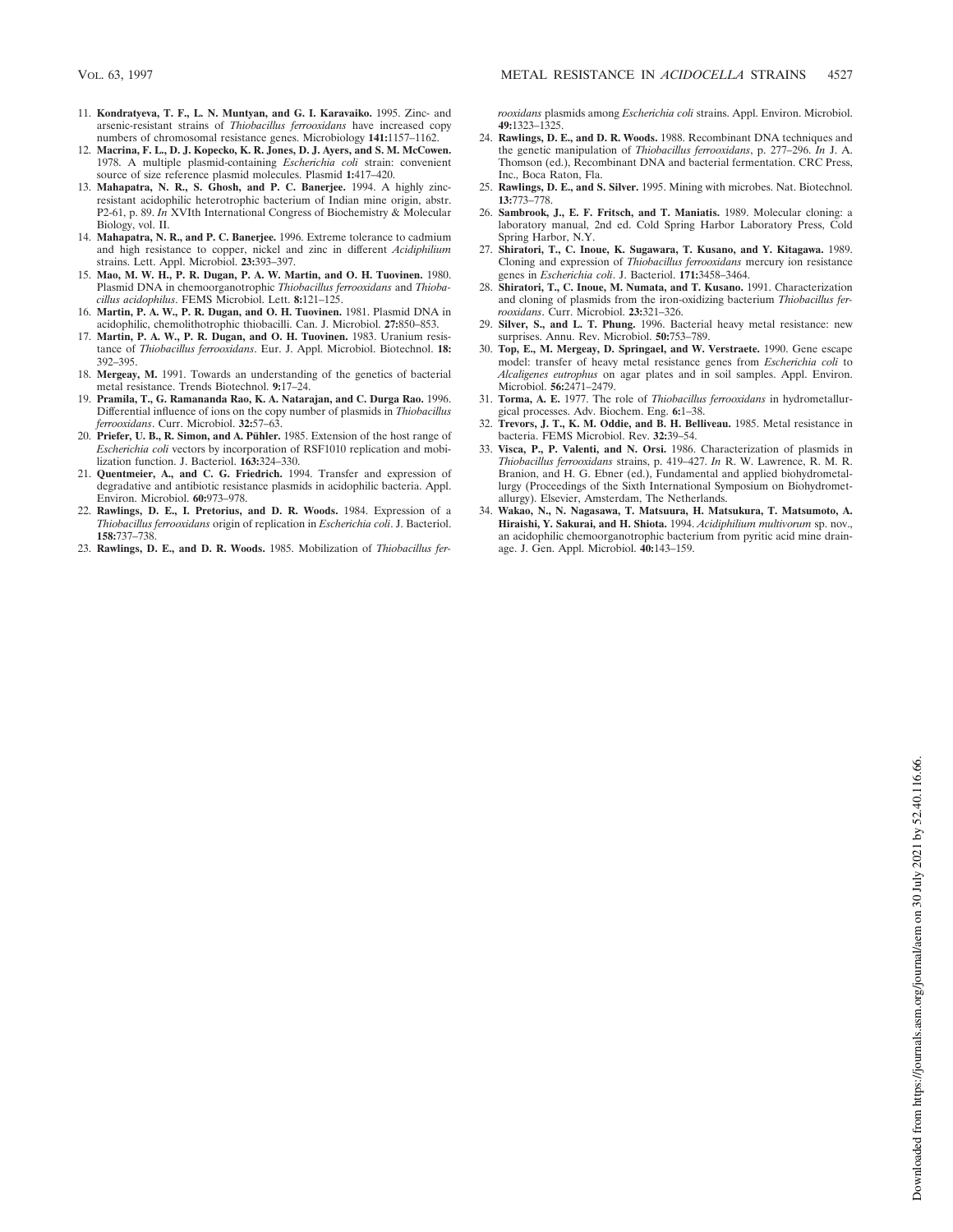11. **Kondratyeva, T. F., L. N. Muntyan, and G. I. Karavaiko.** 1995. Zinc- and arsenic-resistant strains of *Thiobacillus ferrooxidans* have increased copy numbers of chromosomal resistance genes. Microbiology **141:**1157–1162.
12. **Macrina, F. L., D. J. Kopecko, K. R. Jones, D. J. Ayers, and S. M. McCowen.** 1978. A multiple plasmid-containing *Escherichia coli* strain: convenient source of size reference plasmid molecules. Plasmid **1:**417–420.
13. **Mahapatra, N. R., S. Ghosh, and P. C. Banerjee.** 1994. A highly zinc-resistant acidophilic heterotrophic bacterium of Indian mine origin, abstr. P2-61, p. 89. *In* XVIth International Congress of Biochemistry & Molecular Biology, vol. II.
14. **Mahapatra, N. R., and P. C. Banerjee.** 1996. Extreme tolerance to cadmium and high resistance to copper, nickel and zinc in different *Acidiphilium* strains. Lett. Appl. Microbiol. **23:**393–397.
15. **Mao, M. W. H., P. R. Dugan, P. A. W. Martin, and O. H. Tuovinen.** 1980. Plasmid DNA in chemoorganotrophic *Thiobacillus ferrooxidans* and *Thiobacillus acidophilus*. FEMS Microbiol. Lett. **8:**121–125.
16. **Martin, P. A. W., P. R. Dugan, and O. H. Tuovinen.** 1981. Plasmid DNA in acidophilic, chemolithotrophic thiobacilli. Can. J. Microbiol. **27:**850–853.
17. **Martin, P. A. W., P. R. Dugan, and O. H. Tuovinen.** 1983. Uranium resistance of *Thiobacillus ferrooxidans*. Eur. J. Appl. Microbiol. Biotechnol. **18:** 392–395.
18. **Mergeay, M.** 1991. Towards an understanding of the genetics of bacterial metal resistance. Trends Biotechnol. **9:**17–24.
19. **Pramila, T., G. Ramananda Rao, K. A. Natarajan, and C. Durga Rao.** 1996. Differential influence of ions on the copy number of plasmids in *Thiobacillus ferrooxidans*. Curr. Microbiol. **32:**57–63.
20. **Priefer, U. B., R. Simon, and A. Pühler.** 1985. Extension of the host range of *Escherichia coli* vectors by incorporation of RSF1010 replication and mobilization function. J. Bacteriol. **163:**324–330.
21. **Quentmeier, A., and C. G. Friedrich.** 1994. Transfer and expression of degradative and antibiotic resistance plasmids in acidophilic bacteria. Appl. Environ. Microbiol. **60:**973–978.
22. **Rawlings, D. E., I. Pretorius, and D. R. Woods.** 1984. Expression of a *Thiobacillus ferrooxidans* origin of replication in *Escherichia coli*. J. Bacteriol. **158:**737–738.
23. **Rawlings, D. E., and D. R. Woods.** 1985. Mobilization of *Thiobacillus ferrooxidans* plasmids among *Escherichia coli* strains. Appl. Environ. Microbiol. **49:**1323–1325.
24. **Rawlings, D. E., and D. R. Woods.** 1988. Recombinant DNA techniques and the genetic manipulation of *Thiobacillus ferrooxidans*, p. 277–296. *In* J. A. Thomson (ed.), Recombinant DNA and bacterial fermentation. CRC Press, Inc., Boca Raton, Fla.
25. **Rawlings, D. E., and S. Silver.** 1995. Mining with microbes. Nat. Biotechnol. **13:**773–778.
26. **Sambrook, J., E. F. Fritsch, and T. Maniatis.** 1989. Molecular cloning: a laboratory manual, 2nd ed. Cold Spring Harbor Laboratory Press, Cold Spring Harbor, N.Y.
27. **Shiratori, T., C. Inoue, K. Sugawara, T. Kusano, and Y. Kitagawa.** 1989. Cloning and expression of *Thiobacillus ferrooxidans* mercury ion resistance genes in *Escherichia coli*. J. Bacteriol. **171:**3458–3464.
28. **Shiratori, T., C. Inoue, M. Numata, and T. Kusano.** 1991. Characterization and cloning of plasmids from the iron-oxidizing bacterium *Thiobacillus ferrooxidans*. Curr. Microbiol. **23:**321–326.
29. **Silver, S., and L. T. Phung.** 1996. Bacterial heavy metal resistance: new surprises. Annu. Rev. Microbiol. **50:**753–789.
30. **Top, E., M. Mergeay, D. Springael, and W. Verstraete.** 1990. Gene escape model: transfer of heavy metal resistance genes from *Escherichia coli* to *Alcaligenes eutrophus* on agar plates and in soil samples. Appl. Environ. Microbiol. **56:**2471–2479.
31. **Torma, A. E.** 1977. The role of *Thiobacillus ferrooxidans* in hydrometallurgical processes. Adv. Biochem. Eng. **6:**1–38.
32. **Trevors, J. T., K. M. Oddie, and B. H. Belliveau.** 1985. Metal resistance in bacteria. FEMS Microbiol. Rev. **32:**39–54.
33. **Visca, P., P. Valenti, and N. Orsi.** 1986. Characterization of plasmids in *Thiobacillus ferrooxidans* strains, p. 419–427. *In* R. W. Lawrence, R. M. R. Branion, and H. G. Ebner (ed.), Fundamental and applied biohydrometallurgy (Proceedings of the Sixth International Symposium on Biohydrometallurgy). Elsevier, Amsterdam, The Netherlands.
34. **Wakao, N., N. Nagasawa, T. Matsuura, H. Matsukura, T. Matsumoto, A. Hiraishi, Y. Sakurai, and H. Shiota.** 1994. *Acidiphilium multivorum* sp. nov., an acidophilic chemoorganotrophic bacterium from pyritic acid mine drainage. J. Gen. Appl. Microbiol. **40:**143–159.